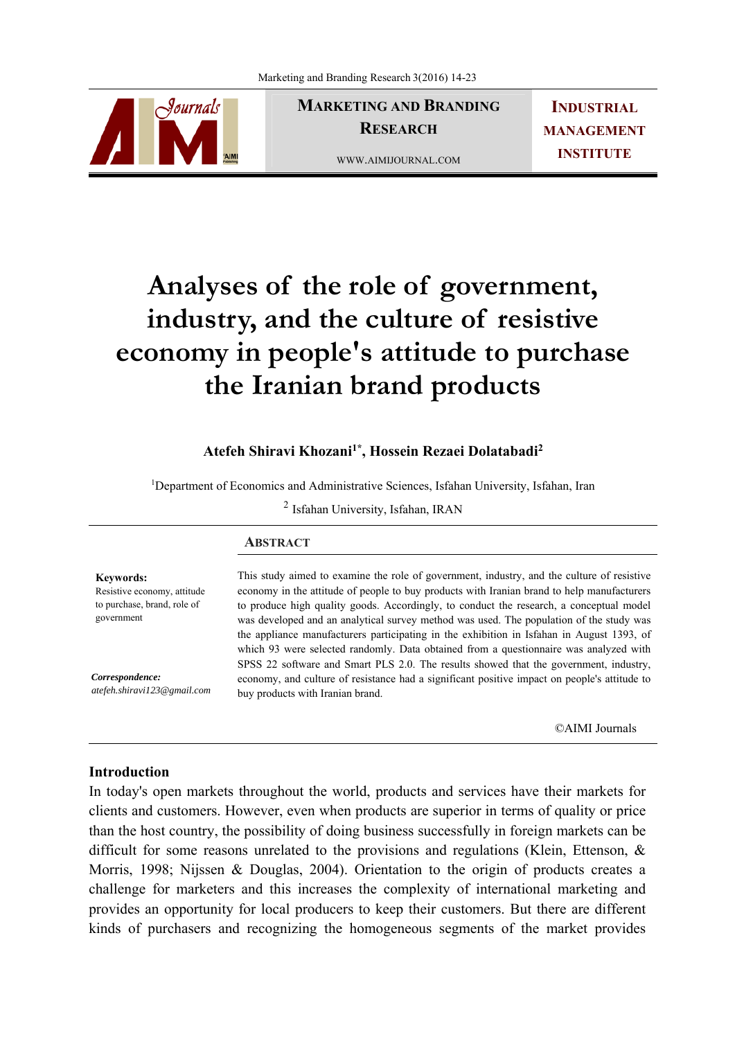# Analyses of the role of government, industry, and the culture of resistive economy in people's attitude to purchase the Iranian brand products

**Atefeh Shiravi Khozani[1*], Hossein Rezaei Dolatabadi[2]**

[1]Department of Economics and Administrative Sciences, Isfahan University, Isfahan, Iran

[2] Isfahan University, Isfahan, IRAN

## Abstract

**Keywords:**
Resistive economy, attitude to purchase, brand, role of government

***Correspondence:***
*atefeh.shiravi123@gmail.com*

This study aimed to examine the role of government, industry, and the culture of resistive economy in the attitude of people to buy products with Iranian brand to help manufacturers to produce high quality goods. Accordingly, to conduct the research, a conceptual model was developed and an analytical survey method was used. The population of the study was the appliance manufacturers participating in the exhibition in Isfahan in August 1393, of which 93 were selected randomly. Data obtained from a questionnaire was analyzed with SPSS 22 software and Smart PLS 2.0. The results showed that the government, industry, economy, and culture of resistance had a significant positive impact on people's attitude to buy products with Iranian brand.

©AIMI Journals

## Introduction

In today's open markets throughout the world, products and services have their markets for clients and customers. However, even when products are superior in terms of quality or price than the host country, the possibility of doing business successfully in foreign markets can be difficult for some reasons unrelated to the provisions and regulations (Klein, Ettenson, & Morris, 1998; Nijssen & Douglas, 2004). Orientation to the origin of products creates a challenge for marketers and this increases the complexity of international marketing and provides an opportunity for local producers to keep their customers. But there are different kinds of purchasers and recognizing the homogeneous segments of the market provides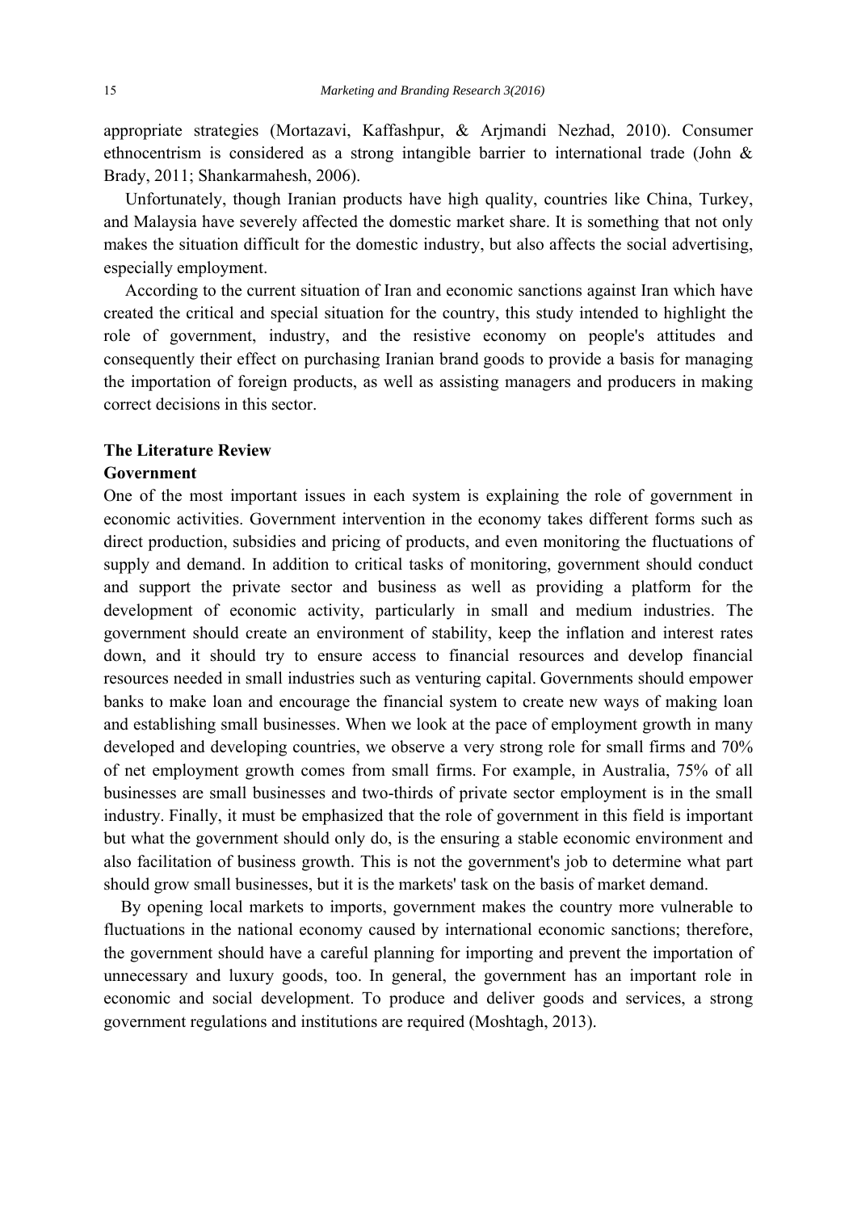appropriate strategies (Mortazavi, Kaffashpur, & Arjmandi Nezhad, 2010). Consumer ethnocentrism is considered as a strong intangible barrier to international trade (John & Brady, 2011; Shankarmahesh, 2006).

Unfortunately, though Iranian products have high quality, countries like China, Turkey, and Malaysia have severely affected the domestic market share. It is something that not only makes the situation difficult for the domestic industry, but also affects the social advertising, especially employment.

According to the current situation of Iran and economic sanctions against Iran which have created the critical and special situation for the country, this study intended to highlight the role of government, industry, and the resistive economy on people's attitudes and consequently their effect on purchasing Iranian brand goods to provide a basis for managing the importation of foreign products, as well as assisting managers and producers in making correct decisions in this sector.

## The Literature Review

### Government

One of the most important issues in each system is explaining the role of government in economic activities. Government intervention in the economy takes different forms such as direct production, subsidies and pricing of products, and even monitoring the fluctuations of supply and demand. In addition to critical tasks of monitoring, government should conduct and support the private sector and business as well as providing a platform for the development of economic activity, particularly in small and medium industries. The government should create an environment of stability, keep the inflation and interest rates down, and it should try to ensure access to financial resources and develop financial resources needed in small industries such as venturing capital. Governments should empower banks to make loan and encourage the financial system to create new ways of making loan and establishing small businesses. When we look at the pace of employment growth in many developed and developing countries, we observe a very strong role for small firms and 70% of net employment growth comes from small firms. For example, in Australia, 75% of all businesses are small businesses and two-thirds of private sector employment is in the small industry. Finally, it must be emphasized that the role of government in this field is important but what the government should only do, is the ensuring a stable economic environment and also facilitation of business growth. This is not the government's job to determine what part should grow small businesses, but it is the markets' task on the basis of market demand.

By opening local markets to imports, government makes the country more vulnerable to fluctuations in the national economy caused by international economic sanctions; therefore, the government should have a careful planning for importing and prevent the importation of unnecessary and luxury goods, too. In general, the government has an important role in economic and social development. To produce and deliver goods and services, a strong government regulations and institutions are required (Moshtagh, 2013).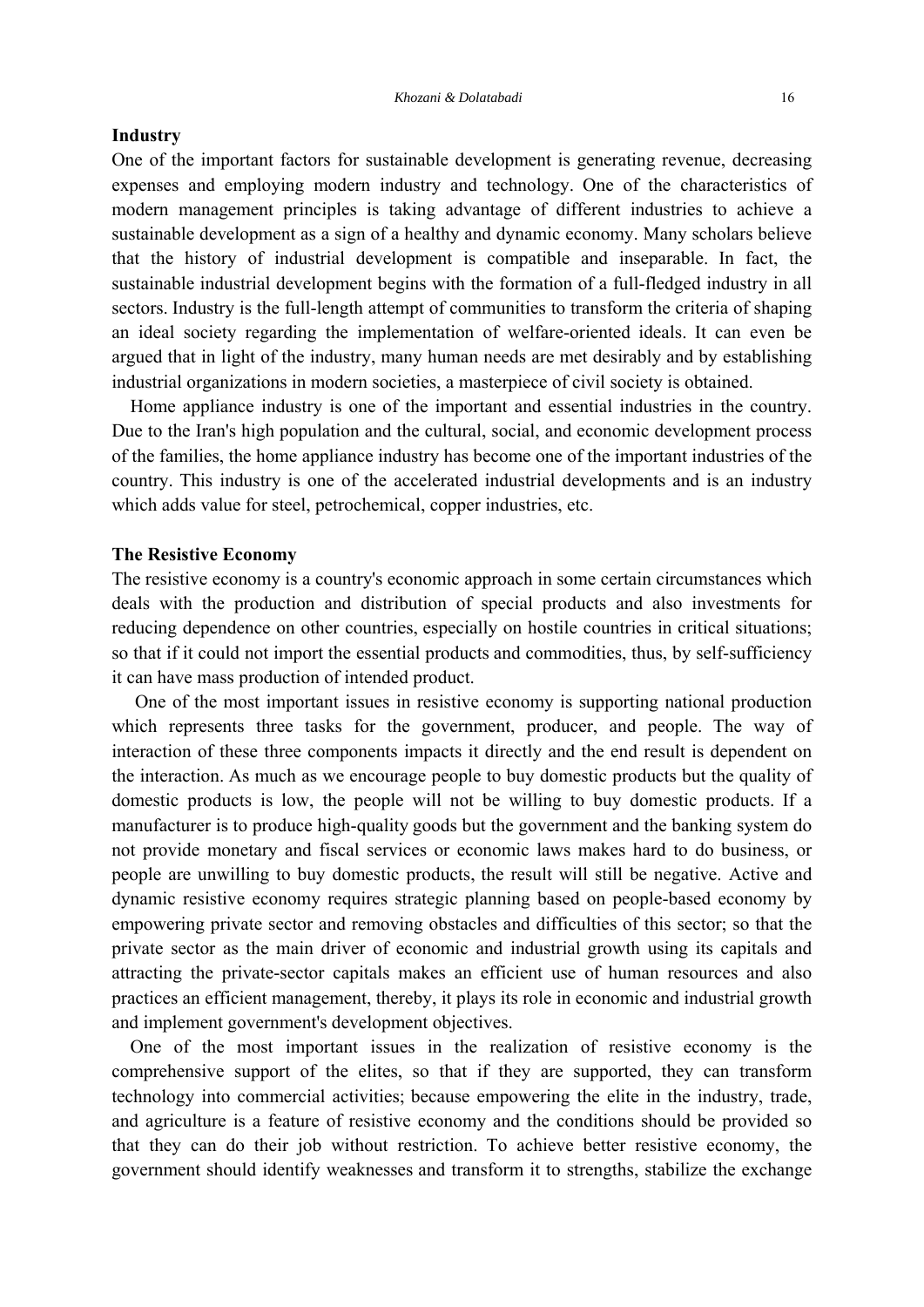## Industry

One of the important factors for sustainable development is generating revenue, decreasing expenses and employing modern industry and technology. One of the characteristics of modern management principles is taking advantage of different industries to achieve a sustainable development as a sign of a healthy and dynamic economy. Many scholars believe that the history of industrial development is compatible and inseparable. In fact, the sustainable industrial development begins with the formation of a full-fledged industry in all sectors. Industry is the full-length attempt of communities to transform the criteria of shaping an ideal society regarding the implementation of welfare-oriented ideals. It can even be argued that in light of the industry, many human needs are met desirably and by establishing industrial organizations in modern societies, a masterpiece of civil society is obtained.

Home appliance industry is one of the important and essential industries in the country. Due to the Iran's high population and the cultural, social, and economic development process of the families, the home appliance industry has become one of the important industries of the country. This industry is one of the accelerated industrial developments and is an industry which adds value for steel, petrochemical, copper industries, etc.

## The Resistive Economy

The resistive economy is a country's economic approach in some certain circumstances which deals with the production and distribution of special products and also investments for reducing dependence on other countries, especially on hostile countries in critical situations; so that if it could not import the essential products and commodities, thus, by self-sufficiency it can have mass production of intended product.

One of the most important issues in resistive economy is supporting national production which represents three tasks for the government, producer, and people. The way of interaction of these three components impacts it directly and the end result is dependent on the interaction. As much as we encourage people to buy domestic products but the quality of domestic products is low, the people will not be willing to buy domestic products. If a manufacturer is to produce high-quality goods but the government and the banking system do not provide monetary and fiscal services or economic laws makes hard to do business, or people are unwilling to buy domestic products, the result will still be negative. Active and dynamic resistive economy requires strategic planning based on people-based economy by empowering private sector and removing obstacles and difficulties of this sector; so that the private sector as the main driver of economic and industrial growth using its capitals and attracting the private-sector capitals makes an efficient use of human resources and also practices an efficient management, thereby, it plays its role in economic and industrial growth and implement government's development objectives.

One of the most important issues in the realization of resistive economy is the comprehensive support of the elites, so that if they are supported, they can transform technology into commercial activities; because empowering the elite in the industry, trade, and agriculture is a feature of resistive economy and the conditions should be provided so that they can do their job without restriction. To achieve better resistive economy, the government should identify weaknesses and transform it to strengths, stabilize the exchange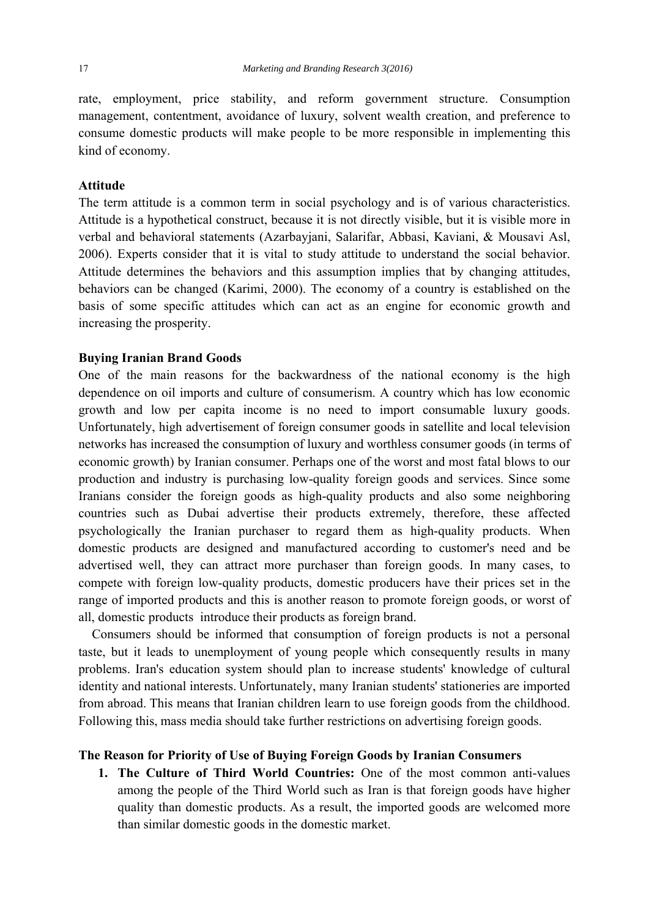rate, employment, price stability, and reform government structure. Consumption management, contentment, avoidance of luxury, solvent wealth creation, and preference to consume domestic products will make people to be more responsible in implementing this kind of economy.

**Attitude**

The term attitude is a common term in social psychology and is of various characteristics. Attitude is a hypothetical construct, because it is not directly visible, but it is visible more in verbal and behavioral statements (Azarbayjani, Salarifar, Abbasi, Kaviani, & Mousavi Asl, 2006). Experts consider that it is vital to study attitude to understand the social behavior. Attitude determines the behaviors and this assumption implies that by changing attitudes, behaviors can be changed (Karimi, 2000). The economy of a country is established on the basis of some specific attitudes which can act as an engine for economic growth and increasing the prosperity.

**Buying Iranian Brand Goods**

One of the main reasons for the backwardness of the national economy is the high dependence on oil imports and culture of consumerism. A country which has low economic growth and low per capita income is no need to import consumable luxury goods. Unfortunately, high advertisement of foreign consumer goods in satellite and local television networks has increased the consumption of luxury and worthless consumer goods (in terms of economic growth) by Iranian consumer. Perhaps one of the worst and most fatal blows to our production and industry is purchasing low-quality foreign goods and services. Since some Iranians consider the foreign goods as high-quality products and also some neighboring countries such as Dubai advertise their products extremely, therefore, these affected psychologically the Iranian purchaser to regard them as high-quality products. When domestic products are designed and manufactured according to customer's need and be advertised well, they can attract more purchaser than foreign goods. In many cases, to compete with foreign low-quality products, domestic producers have their prices set in the range of imported products and this is another reason to promote foreign goods, or worst of all, domestic products introduce their products as foreign brand.

Consumers should be informed that consumption of foreign products is not a personal taste, but it leads to unemployment of young people which consequently results in many problems. Iran's education system should plan to increase students' knowledge of cultural identity and national interests. Unfortunately, many Iranian students' stationeries are imported from abroad. This means that Iranian children learn to use foreign goods from the childhood. Following this, mass media should take further restrictions on advertising foreign goods.

**The Reason for Priority of Use of Buying Foreign Goods by Iranian Consumers**

1. **The Culture of Third World Countries:** One of the most common anti-values among the people of the Third World such as Iran is that foreign goods have higher quality than domestic products. As a result, the imported goods are welcomed more than similar domestic goods in the domestic market.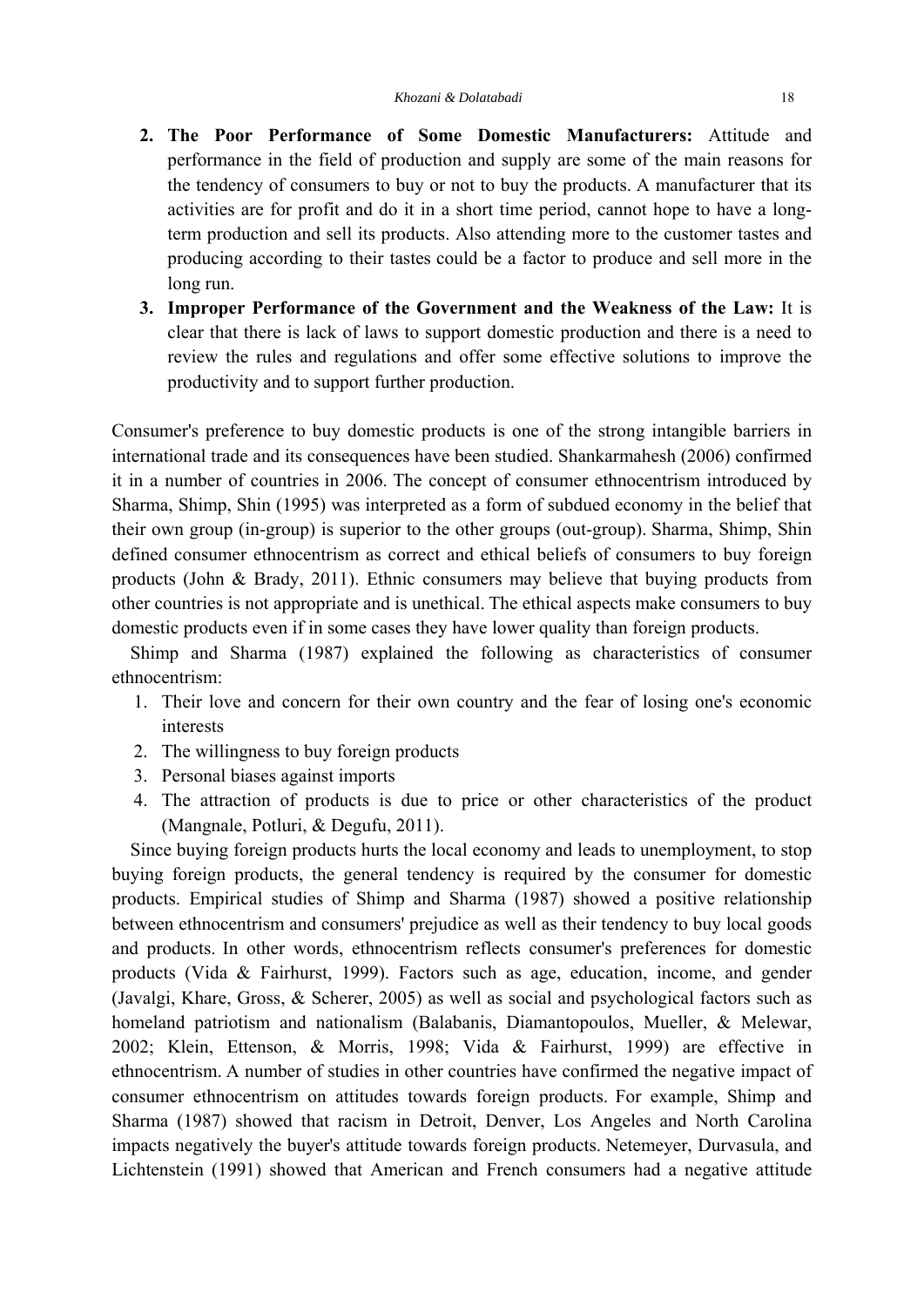2. **The Poor Performance of Some Domestic Manufacturers:** Attitude and performance in the field of production and supply are some of the main reasons for the tendency of consumers to buy or not to buy the products. A manufacturer that its activities are for profit and do it in a short time period, cannot hope to have a long-term production and sell its products. Also attending more to the customer tastes and producing according to their tastes could be a factor to produce and sell more in the long run.
3. **Improper Performance of the Government and the Weakness of the Law:** It is clear that there is lack of laws to support domestic production and there is a need to review the rules and regulations and offer some effective solutions to improve the productivity and to support further production.

Consumer's preference to buy domestic products is one of the strong intangible barriers in international trade and its consequences have been studied. Shankarmahesh (2006) confirmed it in a number of countries in 2006. The concept of consumer ethnocentrism introduced by Sharma, Shimp, Shin (1995) was interpreted as a form of subdued economy in the belief that their own group (in-group) is superior to the other groups (out-group). Sharma, Shimp, Shin defined consumer ethnocentrism as correct and ethical beliefs of consumers to buy foreign products (John & Brady, 2011). Ethnic consumers may believe that buying products from other countries is not appropriate and is unethical. The ethical aspects make consumers to buy domestic products even if in some cases they have lower quality than foreign products.

Shimp and Sharma (1987) explained the following as characteristics of consumer ethnocentrism:

1. Their love and concern for their own country and the fear of losing one's economic interests
2. The willingness to buy foreign products
3. Personal biases against imports
4. The attraction of products is due to price or other characteristics of the product (Mangnale, Potluri, & Degufu, 2011).

Since buying foreign products hurts the local economy and leads to unemployment, to stop buying foreign products, the general tendency is required by the consumer for domestic products. Empirical studies of Shimp and Sharma (1987) showed a positive relationship between ethnocentrism and consumers' prejudice as well as their tendency to buy local goods and products. In other words, ethnocentrism reflects consumer's preferences for domestic products (Vida & Fairhurst, 1999). Factors such as age, education, income, and gender (Javalgi, Khare, Gross, & Scherer, 2005) as well as social and psychological factors such as homeland patriotism and nationalism (Balabanis, Diamantopoulos, Mueller, & Melewar, 2002; Klein, Ettenson, & Morris, 1998; Vida & Fairhurst, 1999) are effective in ethnocentrism. A number of studies in other countries have confirmed the negative impact of consumer ethnocentrism on attitudes towards foreign products. For example, Shimp and Sharma (1987) showed that racism in Detroit, Denver, Los Angeles and North Carolina impacts negatively the buyer's attitude towards foreign products. Netemeyer, Durvasula, and Lichtenstein (1991) showed that American and French consumers had a negative attitude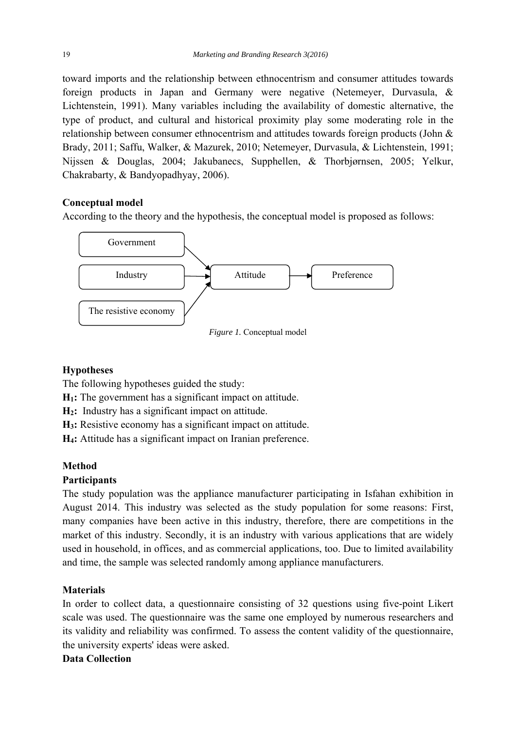toward imports and the relationship between ethnocentrism and consumer attitudes towards foreign products in Japan and Germany were negative (Netemeyer, Durvasula, & Lichtenstein, 1991). Many variables including the availability of domestic alternative, the type of product, and cultural and historical proximity play some moderating role in the relationship between consumer ethnocentrism and attitudes towards foreign products (John & Brady, 2011; Saffu, Walker, & Mazurek, 2010; Netemeyer, Durvasula, & Lichtenstein, 1991; Nijssen & Douglas, 2004; Jakubanecs, Supphellen, & Thorbjørnsen, 2005; Yelkur, Chakrabarty, & Bandyopadhyay, 2006).

**Conceptual model**

According to the theory and the hypothesis, the conceptual model is proposed as follows:

Government → Attitude
Industry → Attitude
The resistive economy → Attitude
Attitude → Preference

*Figure 1.* Conceptual model

**Hypotheses**

The following hypotheses guided the study:

**H$_1$:** The government has a significant impact on attitude.

**H$_2$:** Industry has a significant impact on attitude.

**H$_3$:** Resistive economy has a significant impact on attitude.

**H$_4$:** Attitude has a significant impact on Iranian preference.

**Method**

**Participants**

The study population was the appliance manufacturer participating in Isfahan exhibition in August 2014. This industry was selected as the study population for some reasons: First, many companies have been active in this industry, therefore, there are competitions in the market of this industry. Secondly, it is an industry with various applications that are widely used in household, in offices, and as commercial applications, too. Due to limited availability and time, the sample was selected randomly among appliance manufacturers.

**Materials**

In order to collect data, a questionnaire consisting of 32 questions using five-point Likert scale was used. The questionnaire was the same one employed by numerous researchers and its validity and reliability was confirmed. To assess the content validity of the questionnaire, the university experts' ideas were asked.

**Data Collection**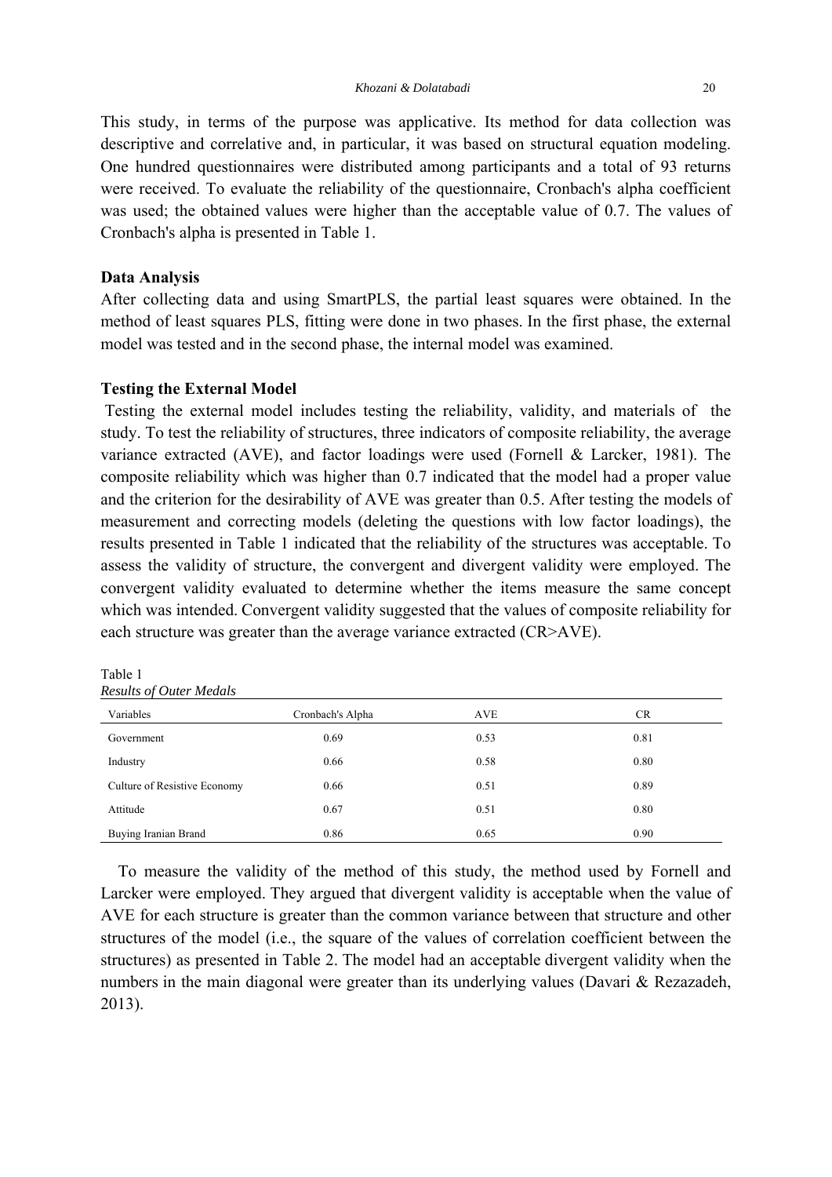This study, in terms of the purpose was applicative. Its method for data collection was descriptive and correlative and, in particular, it was based on structural equation modeling. One hundred questionnaires were distributed among participants and a total of 93 returns were received. To evaluate the reliability of the questionnaire, Cronbach's alpha coefficient was used; the obtained values were higher than the acceptable value of 0.7. The values of Cronbach's alpha is presented in Table 1.

### Data Analysis

After collecting data and using SmartPLS, the partial least squares were obtained. In the method of least squares PLS, fitting were done in two phases. In the first phase, the external model was tested and in the second phase, the internal model was examined.

### Testing the External Model

Testing the external model includes testing the reliability, validity, and materials of the study. To test the reliability of structures, three indicators of composite reliability, the average variance extracted (AVE), and factor loadings were used (Fornell & Larcker, 1981). The composite reliability which was higher than 0.7 indicated that the model had a proper value and the criterion for the desirability of AVE was greater than 0.5. After testing the models of measurement and correcting models (deleting the questions with low factor loadings), the results presented in Table 1 indicated that the reliability of the structures was acceptable. To assess the validity of structure, the convergent and divergent validity were employed. The convergent validity evaluated to determine whether the items measure the same concept which was intended. Convergent validity suggested that the values of composite reliability for each structure was greater than the average variance extracted (CR>AVE).

Table 1
*Results of Outer Medals*

| Variables | Cronbach's Alpha | AVE | CR |
|---|---|---|---|
| Government | 0.69 | 0.53 | 0.81 |
| Industry | 0.66 | 0.58 | 0.80 |
| Culture of Resistive Economy | 0.66 | 0.51 | 0.89 |
| Attitude | 0.67 | 0.51 | 0.80 |
| Buying Iranian Brand | 0.86 | 0.65 | 0.90 |

To measure the validity of the method of this study, the method used by Fornell and Larcker were employed. They argued that divergent validity is acceptable when the value of AVE for each structure is greater than the common variance between that structure and other structures of the model (i.e., the square of the values of correlation coefficient between the structures) as presented in Table 2. The model had an acceptable divergent validity when the numbers in the main diagonal were greater than its underlying values (Davari & Rezazadeh, 2013).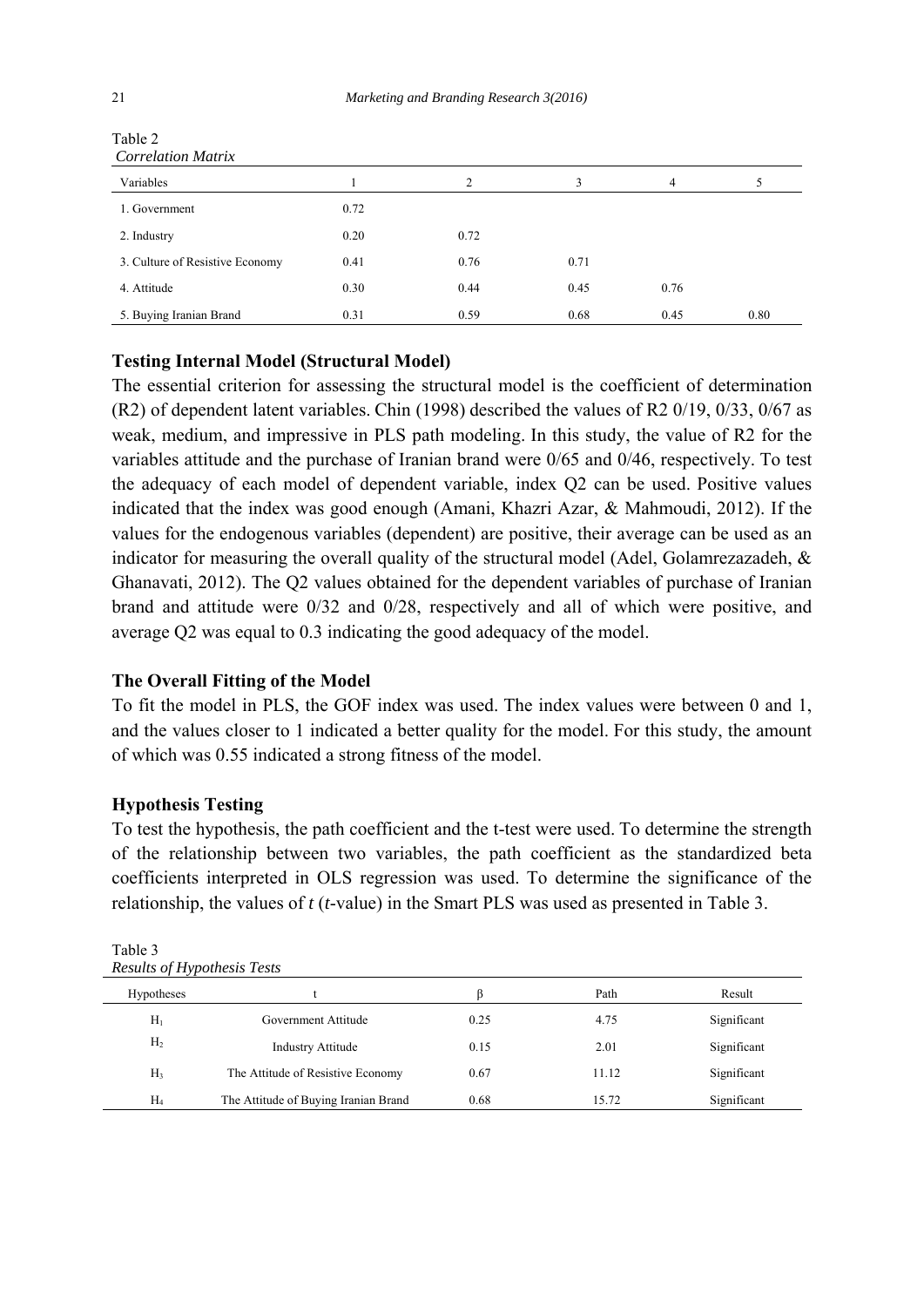Table 2
*Correlation Matrix*

| Variables | 1 | 2 | 3 | 4 | 5 |
|---|---|---|---|---|---|
| 1. Government | 0.72 | | | | |
| 2. Industry | 0.20 | 0.72 | | | |
| 3. Culture of Resistive Economy | 0.41 | 0.76 | 0.71 | | |
| 4. Attitude | 0.30 | 0.44 | 0.45 | 0.76 | |
| 5. Buying Iranian Brand | 0.31 | 0.59 | 0.68 | 0.45 | 0.80 |

### Testing Internal Model (Structural Model)

The essential criterion for assessing the structural model is the coefficient of determination (R2) of dependent latent variables. Chin (1998) described the values of R2 0/19, 0/33, 0/67 as weak, medium, and impressive in PLS path modeling. In this study, the value of R2 for the variables attitude and the purchase of Iranian brand were 0/65 and 0/46, respectively. To test the adequacy of each model of dependent variable, index Q2 can be used. Positive values indicated that the index was good enough (Amani, Khazri Azar, & Mahmoudi, 2012). If the values for the endogenous variables (dependent) are positive, their average can be used as an indicator for measuring the overall quality of the structural model (Adel, Golamrezazadeh, & Ghanavati, 2012). The Q2 values obtained for the dependent variables of purchase of Iranian brand and attitude were 0/32 and 0/28, respectively and all of which were positive, and average Q2 was equal to 0.3 indicating the good adequacy of the model.

### The Overall Fitting of the Model

To fit the model in PLS, the GOF index was used. The index values were between 0 and 1, and the values closer to 1 indicated a better quality for the model. For this study, the amount of which was 0.55 indicated a strong fitness of the model.

### Hypothesis Testing

To test the hypothesis, the path coefficient and the t-test were used. To determine the strength of the relationship between two variables, the path coefficient as the standardized beta coefficients interpreted in OLS regression was used. To determine the significance of the relationship, the values of *t* (*t*-value) in the Smart PLS was used as presented in Table 3.

Table 3
*Results of Hypothesis Tests*

| Hypotheses | t | β | Path | Result |
|---|---|---|---|---|
| $H_1$ | Government Attitude | 0.25 | 4.75 | Significant |
| $H_2$ | Industry Attitude | 0.15 | 2.01 | Significant |
| $H_3$ | The Attitude of Resistive Economy | 0.67 | 11.12 | Significant |
| $H_4$ | The Attitude of Buying Iranian Brand | 0.68 | 15.72 | Significant |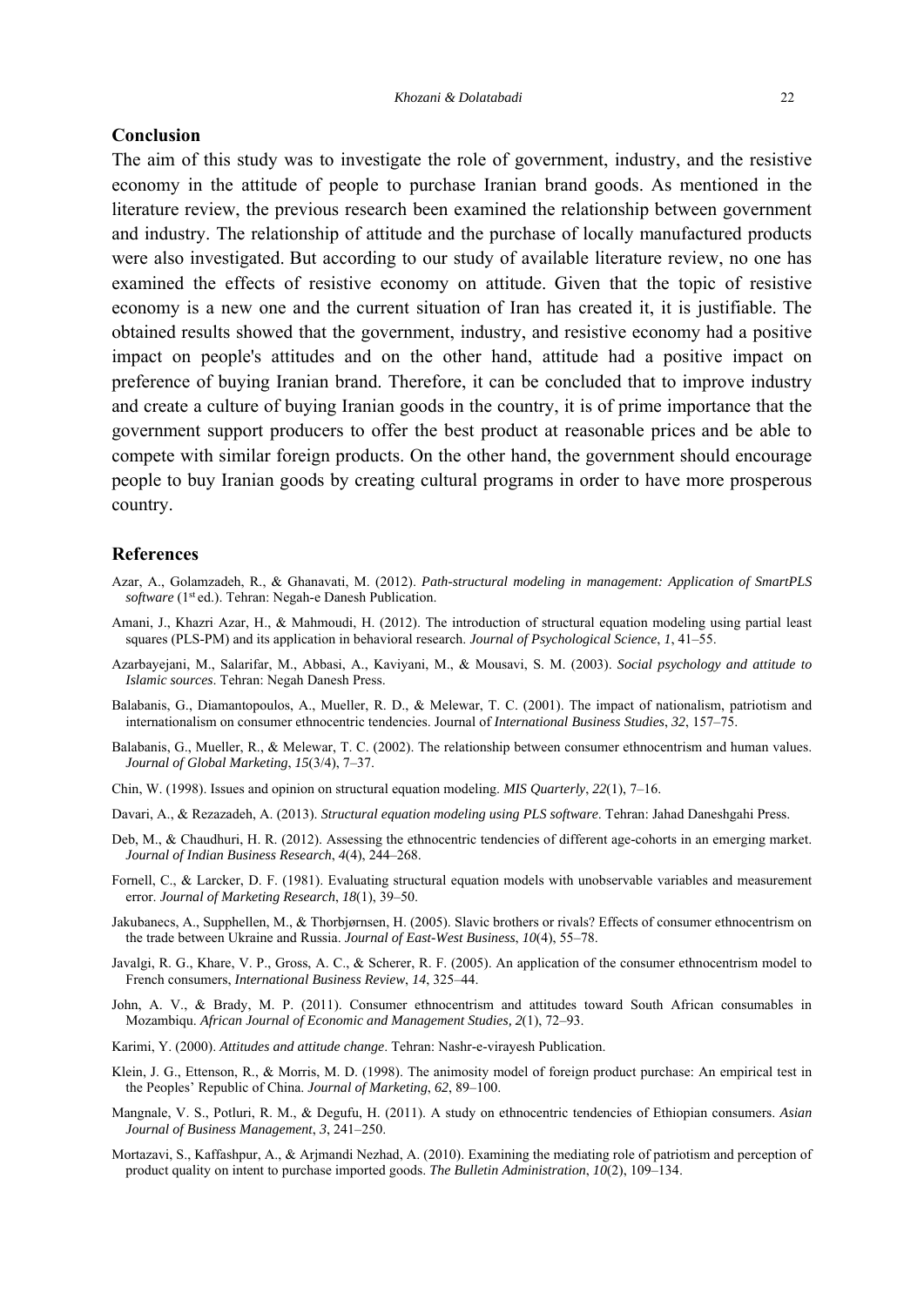## Conclusion

The aim of this study was to investigate the role of government, industry, and the resistive economy in the attitude of people to purchase Iranian brand goods. As mentioned in the literature review, the previous research been examined the relationship between government and industry. The relationship of attitude and the purchase of locally manufactured products were also investigated. But according to our study of available literature review, no one has examined the effects of resistive economy on attitude. Given that the topic of resistive economy is a new one and the current situation of Iran has created it, it is justifiable. The obtained results showed that the government, industry, and resistive economy had a positive impact on people's attitudes and on the other hand, attitude had a positive impact on preference of buying Iranian brand. Therefore, it can be concluded that to improve industry and create a culture of buying Iranian goods in the country, it is of prime importance that the government support producers to offer the best product at reasonable prices and be able to compete with similar foreign products. On the other hand, the government should encourage people to buy Iranian goods by creating cultural programs in order to have more prosperous country.

## References

Azar, A., Golamzadeh, R., & Ghanavati, M. (2012). *Path-structural modeling in management: Application of SmartPLS software* (1st ed.). Tehran: Negah-e Danesh Publication.

Amani, J., Khazri Azar, H., & Mahmoudi, H. (2012). The introduction of structural equation modeling using partial least squares (PLS-PM) and its application in behavioral research. *Journal of Psychological Science*, *1*, 41–55.

Azarbayejani, M., Salarifar, M., Abbasi, A., Kaviyani, M., & Mousavi, S. M. (2003). *Social psychology and attitude to Islamic sources*. Tehran: Negah Danesh Press.

Balabanis, G., Diamantopoulos, A., Mueller, R. D., & Melewar, T. C. (2001). The impact of nationalism, patriotism and internationalism on consumer ethnocentric tendencies. Journal of *International Business Studies*, *32*, 157–75.

Balabanis, G., Mueller, R., & Melewar, T. C. (2002). The relationship between consumer ethnocentrism and human values. *Journal of Global Marketing*, *15*(3/4), 7–37.

Chin, W. (1998). Issues and opinion on structural equation modeling. *MIS Quarterly*, *22*(1), 7–16.

Davari, A., & Rezazadeh, A. (2013). *Structural equation modeling using PLS software*. Tehran: Jahad Daneshgahi Press.

Deb, M., & Chaudhuri, H. R. (2012). Assessing the ethnocentric tendencies of different age-cohorts in an emerging market. *Journal of Indian Business Research*, *4*(4), 244–268.

Fornell, C., & Larcker, D. F. (1981). Evaluating structural equation models with unobservable variables and measurement error. *Journal of Marketing Research*, *18*(1), 39–50.

Jakubanecs, A., Supphellen, M., & Thorbjørnsen, H. (2005). Slavic brothers or rivals? Effects of consumer ethnocentrism on the trade between Ukraine and Russia. *Journal of East-West Business*, *10*(4), 55–78.

Javalgi, R. G., Khare, V. P., Gross, A. C., & Scherer, R. F. (2005). An application of the consumer ethnocentrism model to French consumers, *International Business Review*, *14*, 325–44.

John, A. V., & Brady, M. P. (2011). Consumer ethnocentrism and attitudes toward South African consumables in Mozambiqu. *African Journal of Economic and Management Studies, 2*(1), 72–93.

Karimi, Y. (2000). *Attitudes and attitude change*. Tehran: Nashr-e-virayesh Publication.

Klein, J. G., Ettenson, R., & Morris, M. D. (1998). The animosity model of foreign product purchase: An empirical test in the Peoples' Republic of China. *Journal of Marketing*, *62*, 89–100.

Mangnale, V. S., Potluri, R. M., & Degufu, H. (2011). A study on ethnocentric tendencies of Ethiopian consumers. *Asian Journal of Business Management*, *3*, 241–250.

Mortazavi, S., Kaffashpur, A., & Arjmandi Nezhad, A. (2010). Examining the mediating role of patriotism and perception of product quality on intent to purchase imported goods. *The Bulletin Administration*, *10*(2), 109–134.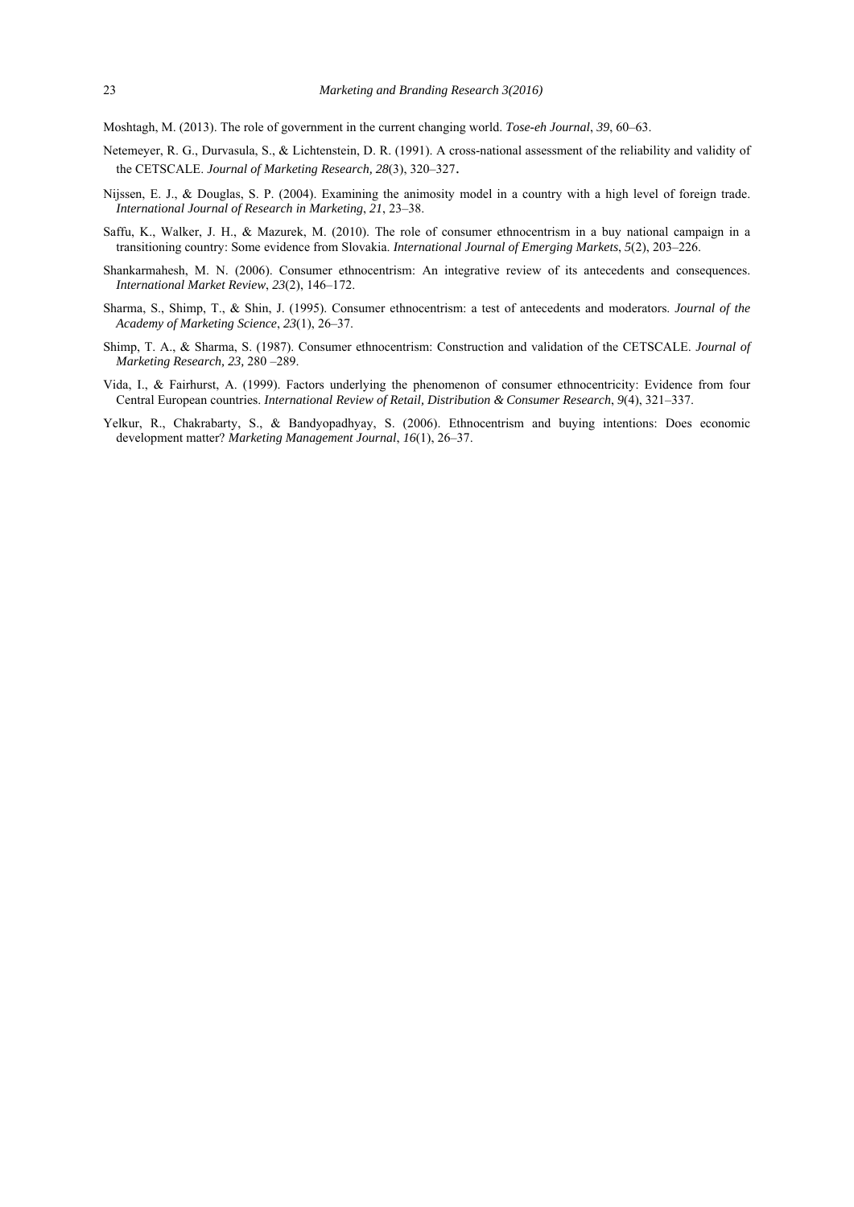Moshtagh, M. (2013). The role of government in the current changing world. *Tose-eh Journal*, *39*, 60–63.

Netemeyer, R. G., Durvasula, S., & Lichtenstein, D. R. (1991). A cross-national assessment of the reliability and validity of the CETSCALE. *Journal of Marketing Research, 28*(3), 320–327.

Nijssen, E. J., & Douglas, S. P. (2004). Examining the animosity model in a country with a high level of foreign trade. *International Journal of Research in Marketing*, *21*, 23–38.

Saffu, K., Walker, J. H., & Mazurek, M. (2010). The role of consumer ethnocentrism in a buy national campaign in a transitioning country: Some evidence from Slovakia. *International Journal of Emerging Markets*, *5*(2), 203–226.

Shankarmahesh, M. N. (2006). Consumer ethnocentrism: An integrative review of its antecedents and consequences. *International Market Review*, *23*(2), 146–172.

Sharma, S., Shimp, T., & Shin, J. (1995). Consumer ethnocentrism: a test of antecedents and moderators. *Journal of the Academy of Marketing Science*, *23*(1), 26–37.

Shimp, T. A., & Sharma, S. (1987). Consumer ethnocentrism: Construction and validation of the CETSCALE. *Journal of Marketing Research, 23,* 280 –289.

Vida, I., & Fairhurst, A. (1999). Factors underlying the phenomenon of consumer ethnocentricity: Evidence from four Central European countries. *International Review of Retail, Distribution & Consumer Research*, *9*(4), 321–337.

Yelkur, R., Chakrabarty, S., & Bandyopadhyay, S. (2006). Ethnocentrism and buying intentions: Does economic development matter? *Marketing Management Journal*, *16*(1), 26–37.